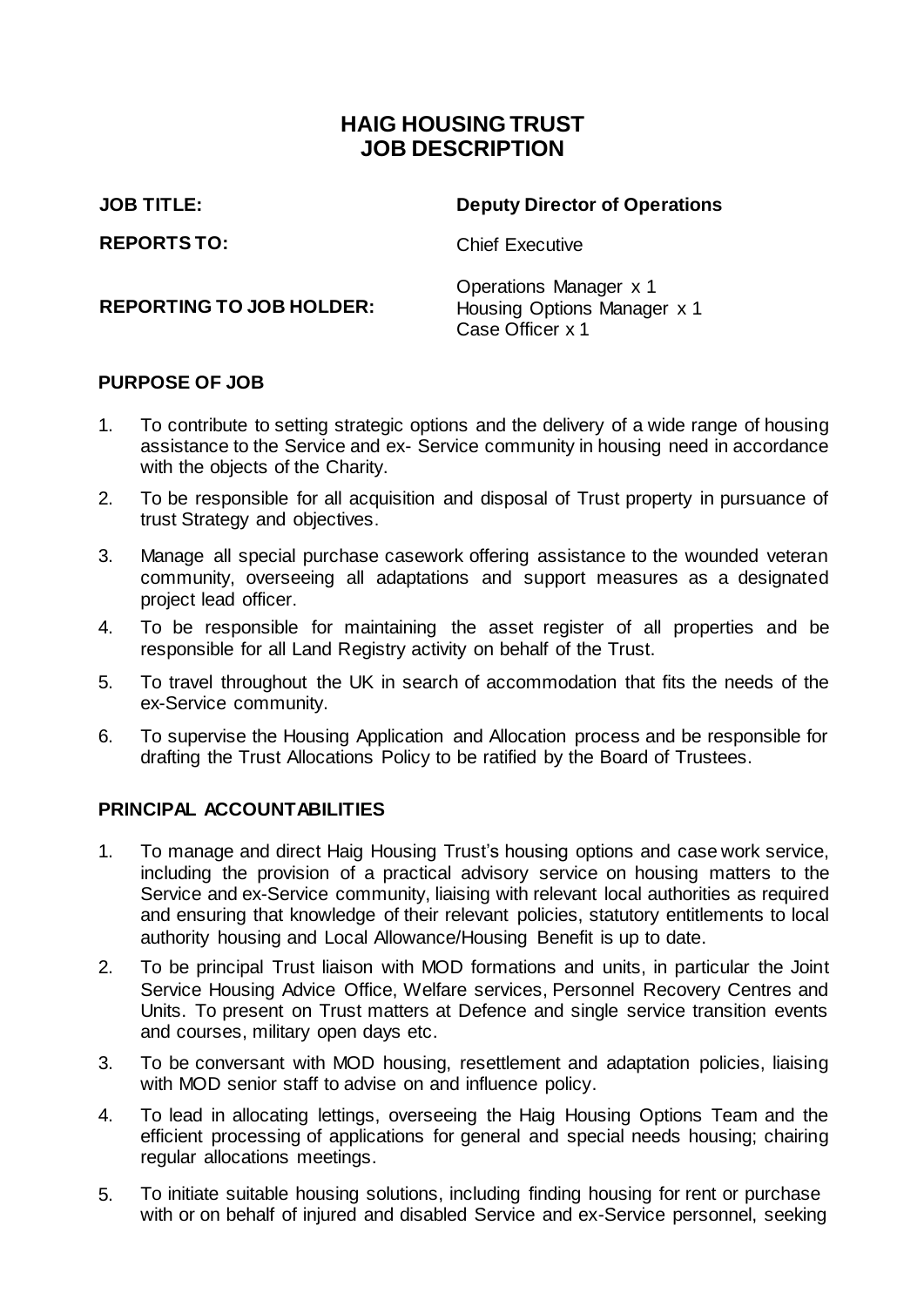# HAIG HOUSING TRUST
# JOB DESCRIPTION

| | |
|---|---|
| **JOB TITLE:** | **Deputy Director of Operations** |
| **REPORTS TO:** | Chief Executive |
| **REPORTING TO JOB HOLDER:** | Operations Manager x 1<br>Housing Options Manager x 1<br>Case Officer x 1 |

## PURPOSE OF JOB

1. To contribute to setting strategic options and the delivery of a wide range of housing assistance to the Service and ex- Service community in housing need in accordance with the objects of the Charity.
2. To be responsible for all acquisition and disposal of Trust property in pursuance of trust Strategy and objectives.
3. Manage all special purchase casework offering assistance to the wounded veteran community, overseeing all adaptations and support measures as a designated project lead officer.
4. To be responsible for maintaining the asset register of all properties and be responsible for all Land Registry activity on behalf of the Trust.
5. To travel throughout the UK in search of accommodation that fits the needs of the ex-Service community.
6. To supervise the Housing Application and Allocation process and be responsible for drafting the Trust Allocations Policy to be ratified by the Board of Trustees.

## PRINCIPAL ACCOUNTABILITIES

1. To manage and direct Haig Housing Trust's housing options and case work service, including the provision of a practical advisory service on housing matters to the Service and ex-Service community, liaising with relevant local authorities as required and ensuring that knowledge of their relevant policies, statutory entitlements to local authority housing and Local Allowance/Housing Benefit is up to date.
2. To be principal Trust liaison with MOD formations and units, in particular the Joint Service Housing Advice Office, Welfare services, Personnel Recovery Centres and Units. To present on Trust matters at Defence and single service transition events and courses, military open days etc.
3. To be conversant with MOD housing, resettlement and adaptation policies, liaising with MOD senior staff to advise on and influence policy.
4. To lead in allocating lettings, overseeing the Haig Housing Options Team and the efficient processing of applications for general and special needs housing; chairing regular allocations meetings.
5. To initiate suitable housing solutions, including finding housing for rent or purchase with or on behalf of injured and disabled Service and ex-Service personnel, seeking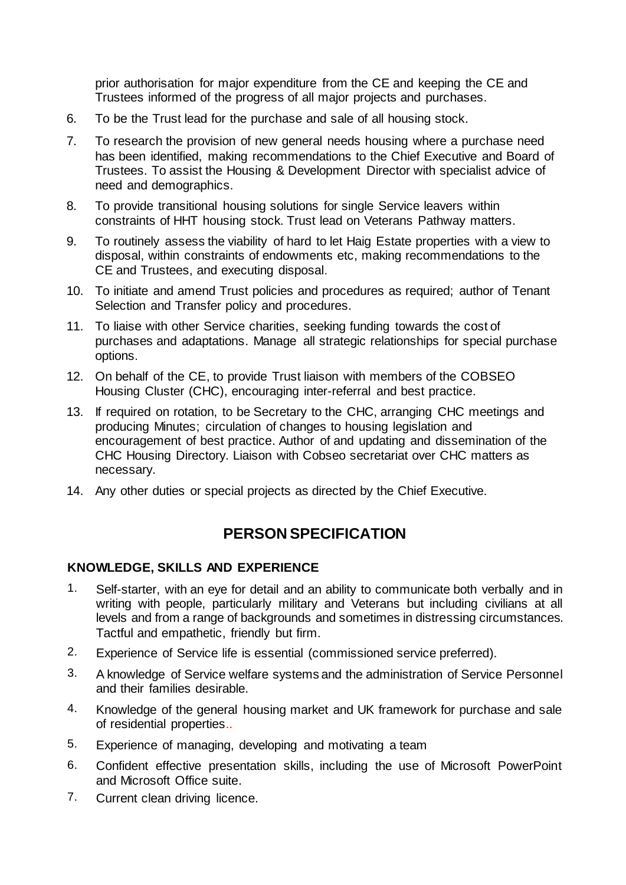prior authorisation for major expenditure from the CE and keeping the CE and Trustees informed of the progress of all major projects and purchases.

6. To be the Trust lead for the purchase and sale of all housing stock.
7. To research the provision of new general needs housing where a purchase need has been identified, making recommendations to the Chief Executive and Board of Trustees. To assist the Housing & Development Director with specialist advice of need and demographics.
8. To provide transitional housing solutions for single Service leavers within constraints of HHT housing stock. Trust lead on Veterans Pathway matters.
9. To routinely assess the viability of hard to let Haig Estate properties with a view to disposal, within constraints of endowments etc, making recommendations to the CE and Trustees, and executing disposal.
10. To initiate and amend Trust policies and procedures as required; author of Tenant Selection and Transfer policy and procedures.
11. To liaise with other Service charities, seeking funding towards the cost of purchases and adaptations. Manage all strategic relationships for special purchase options.
12. On behalf of the CE, to provide Trust liaison with members of the COBSEO Housing Cluster (CHC), encouraging inter-referral and best practice.
13. If required on rotation, to be Secretary to the CHC, arranging CHC meetings and producing Minutes; circulation of changes to housing legislation and encouragement of best practice. Author of and updating and dissemination of the CHC Housing Directory. Liaison with Cobseo secretariat over CHC matters as necessary.
14. Any other duties or special projects as directed by the Chief Executive.

## PERSON SPECIFICATION

### KNOWLEDGE, SKILLS AND EXPERIENCE

1. Self-starter, with an eye for detail and an ability to communicate both verbally and in writing with people, particularly military and Veterans but including civilians at all levels and from a range of backgrounds and sometimes in distressing circumstances. Tactful and empathetic, friendly but firm.
2. Experience of Service life is essential (commissioned service preferred).
3. A knowledge of Service welfare systems and the administration of Service Personnel and their families desirable.
4. Knowledge of the general housing market and UK framework for purchase and sale of residential properties..
5. Experience of managing, developing and motivating a team
6. Confident effective presentation skills, including the use of Microsoft PowerPoint and Microsoft Office suite.
7. Current clean driving licence.